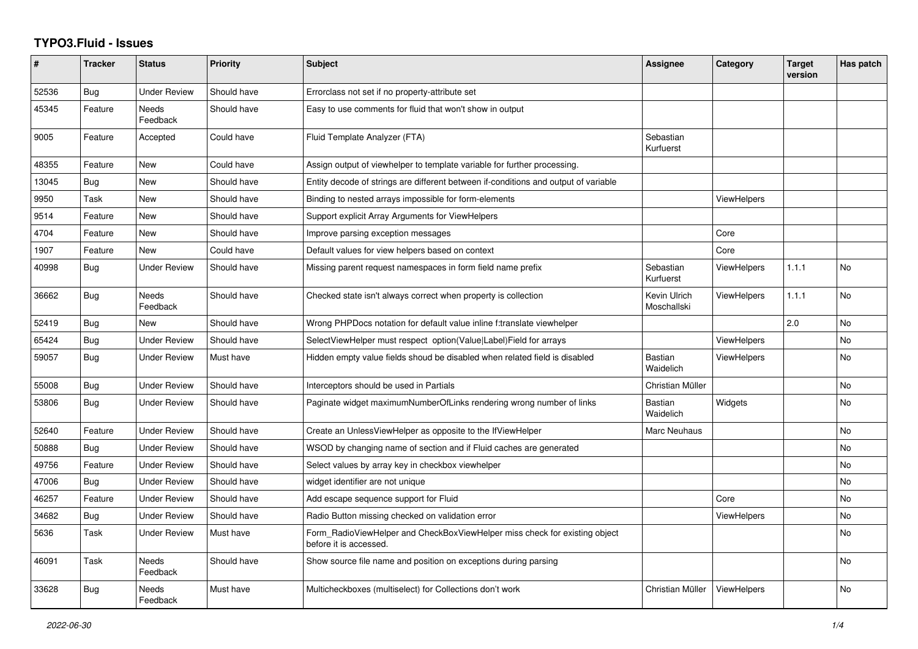# TYPO3.Fluid - Issues

| # | Tracker | Status | Priority | Subject | Assignee | Category | Target version | Has patch |
|---|---|---|---|---|---|---|---|---|
| 52536 | Bug | Under Review | Should have | Errorclass not set if no property-attribute set | | | | |
| 45345 | Feature | Needs Feedback | Should have | Easy to use comments for fluid that won't show in output | | | | |
| 9005 | Feature | Accepted | Could have | Fluid Template Analyzer (FTA) | Sebastian Kurfuerst | | | |
| 48355 | Feature | New | Could have | Assign output of viewhelper to template variable for further processing. | | | | |
| 13045 | Bug | New | Should have | Entity decode of strings are different between if-conditions and output of variable | | | | |
| 9950 | Task | New | Should have | Binding to nested arrays impossible for form-elements | | ViewHelpers | | |
| 9514 | Feature | New | Should have | Support explicit Array Arguments for ViewHelpers | | | | |
| 4704 | Feature | New | Should have | Improve parsing exception messages | | Core | | |
| 1907 | Feature | New | Could have | Default values for view helpers based on context | | Core | | |
| 40998 | Bug | Under Review | Should have | Missing parent request namespaces in form field name prefix | Sebastian Kurfuerst | ViewHelpers | 1.1.1 | No |
| 36662 | Bug | Needs Feedback | Should have | Checked state isn't always correct when property is collection | Kevin Ulrich Moschallski | ViewHelpers | 1.1.1 | No |
| 52419 | Bug | New | Should have | Wrong PHPDocs notation for default value inline f:translate viewhelper | | | 2.0 | No |
| 65424 | Bug | Under Review | Should have | SelectViewHelper must respect option(Value\|Label)Field for arrays | | ViewHelpers | | No |
| 59057 | Bug | Under Review | Must have | Hidden empty value fields shoud be disabled when related field is disabled | Bastian Waidelich | ViewHelpers | | No |
| 55008 | Bug | Under Review | Should have | Interceptors should be used in Partials | Christian Müller | | | No |
| 53806 | Bug | Under Review | Should have | Paginate widget maximumNumberOfLinks rendering wrong number of links | Bastian Waidelich | Widgets | | No |
| 52640 | Feature | Under Review | Should have | Create an UnlessViewHelper as opposite to the IfViewHelper | Marc Neuhaus | | | No |
| 50888 | Bug | Under Review | Should have | WSOD by changing name of section and if Fluid caches are generated | | | | No |
| 49756 | Feature | Under Review | Should have | Select values by array key in checkbox viewhelper | | | | No |
| 47006 | Bug | Under Review | Should have | widget identifier are not unique | | | | No |
| 46257 | Feature | Under Review | Should have | Add escape sequence support for Fluid | | Core | | No |
| 34682 | Bug | Under Review | Should have | Radio Button missing checked on validation error | | ViewHelpers | | No |
| 5636 | Task | Under Review | Must have | Form_RadioViewHelper and CheckBoxViewHelper miss check for existing object before it is accessed. | | | | No |
| 46091 | Task | Needs Feedback | Should have | Show source file name and position on exceptions during parsing | | | | No |
| 33628 | Bug | Needs Feedback | Must have | Multicheckboxes (multiselect) for Collections don't work | Christian Müller | ViewHelpers | | No |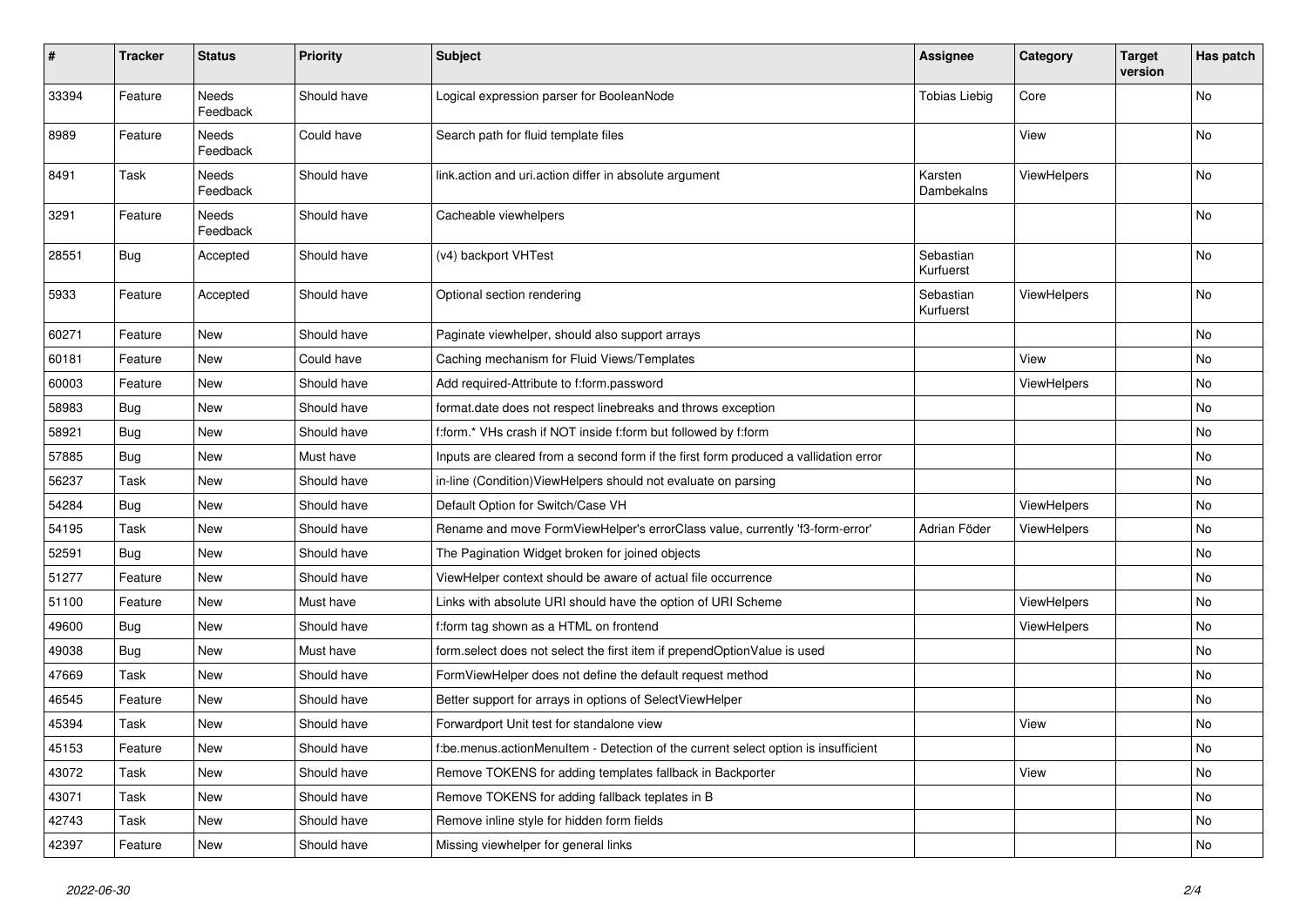| # | Tracker | Status | Priority | Subject | Assignee | Category | Target version | Has patch |
|---|---|---|---|---|---|---|---|---|
| 33394 | Feature | Needs Feedback | Should have | Logical expression parser for BooleanNode | Tobias Liebig | Core | | No |
| 8989 | Feature | Needs Feedback | Could have | Search path for fluid template files | | View | | No |
| 8491 | Task | Needs Feedback | Should have | link.action and uri.action differ in absolute argument | Karsten Dambekalns | ViewHelpers | | No |
| 3291 | Feature | Needs Feedback | Should have | Cacheable viewhelpers | | | | No |
| 28551 | Bug | Accepted | Should have | (v4) backport VHTest | Sebastian Kurfuerst | | | No |
| 5933 | Feature | Accepted | Should have | Optional section rendering | Sebastian Kurfuerst | ViewHelpers | | No |
| 60271 | Feature | New | Should have | Paginate viewhelper, should also support arrays | | | | No |
| 60181 | Feature | New | Could have | Caching mechanism for Fluid Views/Templates | | View | | No |
| 60003 | Feature | New | Should have | Add required-Attribute to f:form.password | | ViewHelpers | | No |
| 58983 | Bug | New | Should have | format.date does not respect linebreaks and throws exception | | | | No |
| 58921 | Bug | New | Should have | f:form.* VHs crash if NOT inside f:form but followed by f:form | | | | No |
| 57885 | Bug | New | Must have | Inputs are cleared from a second form if the first form produced a vallidation error | | | | No |
| 56237 | Task | New | Should have | in-line (Condition)ViewHelpers should not evaluate on parsing | | | | No |
| 54284 | Bug | New | Should have | Default Option for Switch/Case VH | | ViewHelpers | | No |
| 54195 | Task | New | Should have | Rename and move FormViewHelper's errorClass value, currently 'f3-form-error' | Adrian Föder | ViewHelpers | | No |
| 52591 | Bug | New | Should have | The Pagination Widget broken for joined objects | | | | No |
| 51277 | Feature | New | Should have | ViewHelper context should be aware of actual file occurrence | | | | No |
| 51100 | Feature | New | Must have | Links with absolute URI should have the option of URI Scheme | | ViewHelpers | | No |
| 49600 | Bug | New | Should have | f:form tag shown as a HTML on frontend | | ViewHelpers | | No |
| 49038 | Bug | New | Must have | form.select does not select the first item if prependOptionValue is used | | | | No |
| 47669 | Task | New | Should have | FormViewHelper does not define the default request method | | | | No |
| 46545 | Feature | New | Should have | Better support for arrays in options of SelectViewHelper | | | | No |
| 45394 | Task | New | Should have | Forwardport Unit test for standalone view | | View | | No |
| 45153 | Feature | New | Should have | f:be.menus.actionMenuItem - Detection of the current select option is insufficient | | | | No |
| 43072 | Task | New | Should have | Remove TOKENS for adding templates fallback in Backporter | | View | | No |
| 43071 | Task | New | Should have | Remove TOKENS for adding fallback teplates in B | | | | No |
| 42743 | Task | New | Should have | Remove inline style for hidden form fields | | | | No |
| 42397 | Feature | New | Should have | Missing viewhelper for general links | | | | No |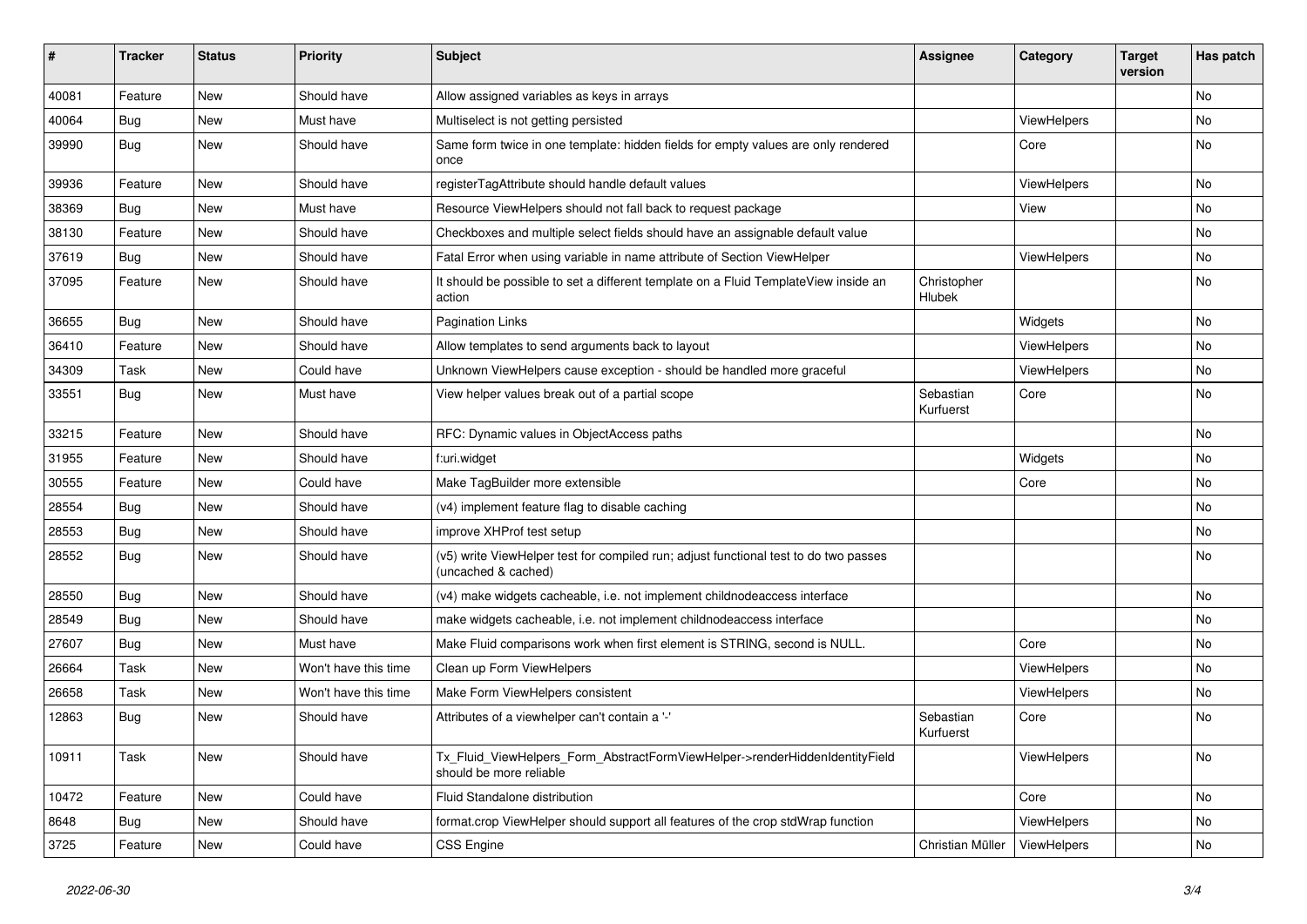| # | Tracker | Status | Priority | Subject | Assignee | Category | Target version | Has patch |
|---|---|---|---|---|---|---|---|---|
| 40081 | Feature | New | Should have | Allow assigned variables as keys in arrays | | | | No |
| 40064 | Bug | New | Must have | Multiselect is not getting persisted | | ViewHelpers | | No |
| 39990 | Bug | New | Should have | Same form twice in one template: hidden fields for empty values are only rendered once | | Core | | No |
| 39936 | Feature | New | Should have | registerTagAttribute should handle default values | | ViewHelpers | | No |
| 38369 | Bug | New | Must have | Resource ViewHelpers should not fall back to request package | | View | | No |
| 38130 | Feature | New | Should have | Checkboxes and multiple select fields should have an assignable default value | | | | No |
| 37619 | Bug | New | Should have | Fatal Error when using variable in name attribute of Section ViewHelper | | ViewHelpers | | No |
| 37095 | Feature | New | Should have | It should be possible to set a different template on a Fluid TemplateView inside an action | Christopher Hlubek | | | No |
| 36655 | Bug | New | Should have | Pagination Links | | Widgets | | No |
| 36410 | Feature | New | Should have | Allow templates to send arguments back to layout | | ViewHelpers | | No |
| 34309 | Task | New | Could have | Unknown ViewHelpers cause exception - should be handled more graceful | | ViewHelpers | | No |
| 33551 | Bug | New | Must have | View helper values break out of a partial scope | Sebastian Kurfuerst | Core | | No |
| 33215 | Feature | New | Should have | RFC: Dynamic values in ObjectAccess paths | | | | No |
| 31955 | Feature | New | Should have | f:uri.widget | | Widgets | | No |
| 30555 | Feature | New | Could have | Make TagBuilder more extensible | | Core | | No |
| 28554 | Bug | New | Should have | (v4) implement feature flag to disable caching | | | | No |
| 28553 | Bug | New | Should have | improve XHProf test setup | | | | No |
| 28552 | Bug | New | Should have | (v5) write ViewHelper test for compiled run; adjust functional test to do two passes (uncached & cached) | | | | No |
| 28550 | Bug | New | Should have | (v4) make widgets cacheable, i.e. not implement childnodeaccess interface | | | | No |
| 28549 | Bug | New | Should have | make widgets cacheable, i.e. not implement childnodeaccess interface | | | | No |
| 27607 | Bug | New | Must have | Make Fluid comparisons work when first element is STRING, second is NULL. | | Core | | No |
| 26664 | Task | New | Won't have this time | Clean up Form ViewHelpers | | ViewHelpers | | No |
| 26658 | Task | New | Won't have this time | Make Form ViewHelpers consistent | | ViewHelpers | | No |
| 12863 | Bug | New | Should have | Attributes of a viewhelper can't contain a '-' | Sebastian Kurfuerst | Core | | No |
| 10911 | Task | New | Should have | Tx_Fluid_ViewHelpers_Form_AbstractFormViewHelper->renderHiddenIdentityField should be more reliable | | ViewHelpers | | No |
| 10472 | Feature | New | Could have | Fluid Standalone distribution | | Core | | No |
| 8648 | Bug | New | Should have | format.crop ViewHelper should support all features of the crop stdWrap function | | ViewHelpers | | No |
| 3725 | Feature | New | Could have | CSS Engine | Christian Müller | ViewHelpers | | No |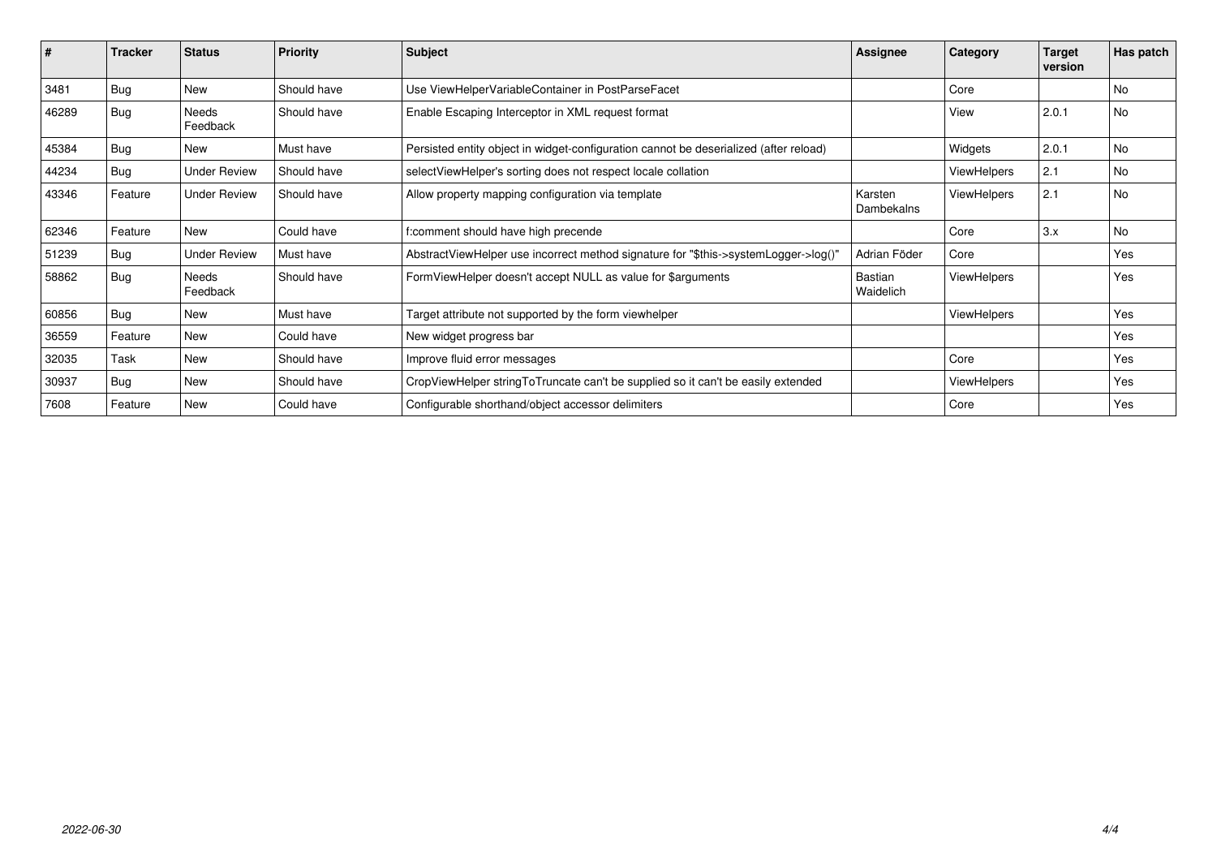| # | Tracker | Status | Priority | Subject | Assignee | Category | Target version | Has patch |
|---|---|---|---|---|---|---|---|---|
| 3481 | Bug | New | Should have | Use ViewHelperVariableContainer in PostParseFacet | | Core | | No |
| 46289 | Bug | Needs Feedback | Should have | Enable Escaping Interceptor in XML request format | | View | 2.0.1 | No |
| 45384 | Bug | New | Must have | Persisted entity object in widget-configuration cannot be deserialized (after reload) | | Widgets | 2.0.1 | No |
| 44234 | Bug | Under Review | Should have | selectViewHelper's sorting does not respect locale collation | | ViewHelpers | 2.1 | No |
| 43346 | Feature | Under Review | Should have | Allow property mapping configuration via template | Karsten Dambekalns | ViewHelpers | 2.1 | No |
| 62346 | Feature | New | Could have | f:comment should have high precende | | Core | 3.x | No |
| 51239 | Bug | Under Review | Must have | AbstractViewHelper use incorrect method signature for "$this->systemLogger->log()" | Adrian Föder | Core | | Yes |
| 58862 | Bug | Needs Feedback | Should have | FormViewHelper doesn't accept NULL as value for $arguments | Bastian Waidelich | ViewHelpers | | Yes |
| 60856 | Bug | New | Must have | Target attribute not supported by the form viewhelper | | ViewHelpers | | Yes |
| 36559 | Feature | New | Could have | New widget progress bar | | | | Yes |
| 32035 | Task | New | Should have | Improve fluid error messages | | Core | | Yes |
| 30937 | Bug | New | Should have | CropViewHelper stringToTruncate can't be supplied so it can't be easily extended | | ViewHelpers | | Yes |
| 7608 | Feature | New | Could have | Configurable shorthand/object accessor delimiters | | Core | | Yes |

*2022-06-30*